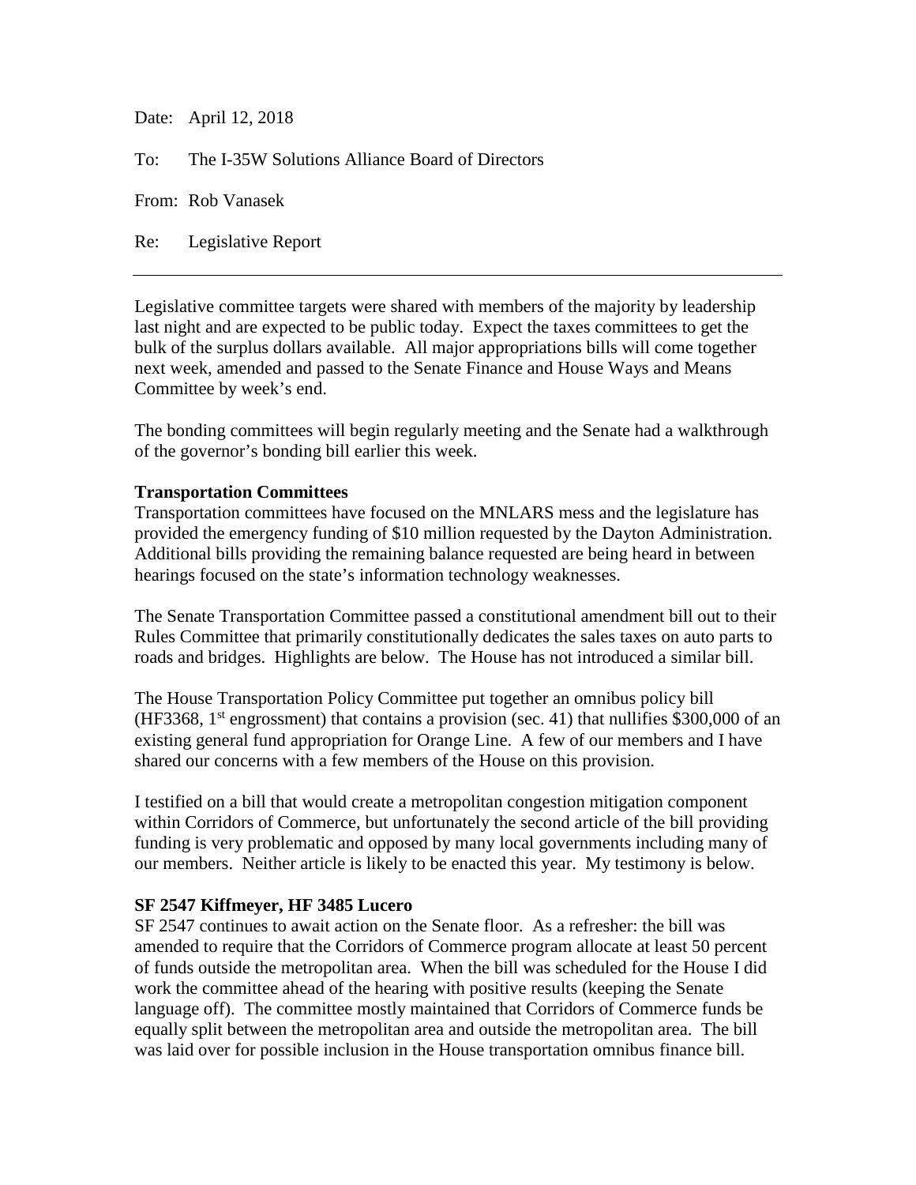Date: April 12, 2018

To: The I-35W Solutions Alliance Board of Directors

From: Rob Vanasek

Re: Legislative Report

---

Legislative committee targets were shared with members of the majority by leadership last night and are expected to be public today. Expect the taxes committees to get the bulk of the surplus dollars available. All major appropriations bills will come together next week, amended and passed to the Senate Finance and House Ways and Means Committee by week's end.

The bonding committees will begin regularly meeting and the Senate had a walkthrough of the governor's bonding bill earlier this week.

**Transportation Committees**

Transportation committees have focused on the MNLARS mess and the legislature has provided the emergency funding of $10 million requested by the Dayton Administration. Additional bills providing the remaining balance requested are being heard in between hearings focused on the state's information technology weaknesses.

The Senate Transportation Committee passed a constitutional amendment bill out to their Rules Committee that primarily constitutionally dedicates the sales taxes on auto parts to roads and bridges. Highlights are below. The House has not introduced a similar bill.

The House Transportation Policy Committee put together an omnibus policy bill (HF3368, 1st engrossment) that contains a provision (sec. 41) that nullifies $300,000 of an existing general fund appropriation for Orange Line. A few of our members and I have shared our concerns with a few members of the House on this provision.

I testified on a bill that would create a metropolitan congestion mitigation component within Corridors of Commerce, but unfortunately the second article of the bill providing funding is very problematic and opposed by many local governments including many of our members. Neither article is likely to be enacted this year. My testimony is below.

**SF 2547 Kiffmeyer, HF 3485 Lucero**

SF 2547 continues to await action on the Senate floor. As a refresher: the bill was amended to require that the Corridors of Commerce program allocate at least 50 percent of funds outside the metropolitan area. When the bill was scheduled for the House I did work the committee ahead of the hearing with positive results (keeping the Senate language off). The committee mostly maintained that Corridors of Commerce funds be equally split between the metropolitan area and outside the metropolitan area. The bill was laid over for possible inclusion in the House transportation omnibus finance bill.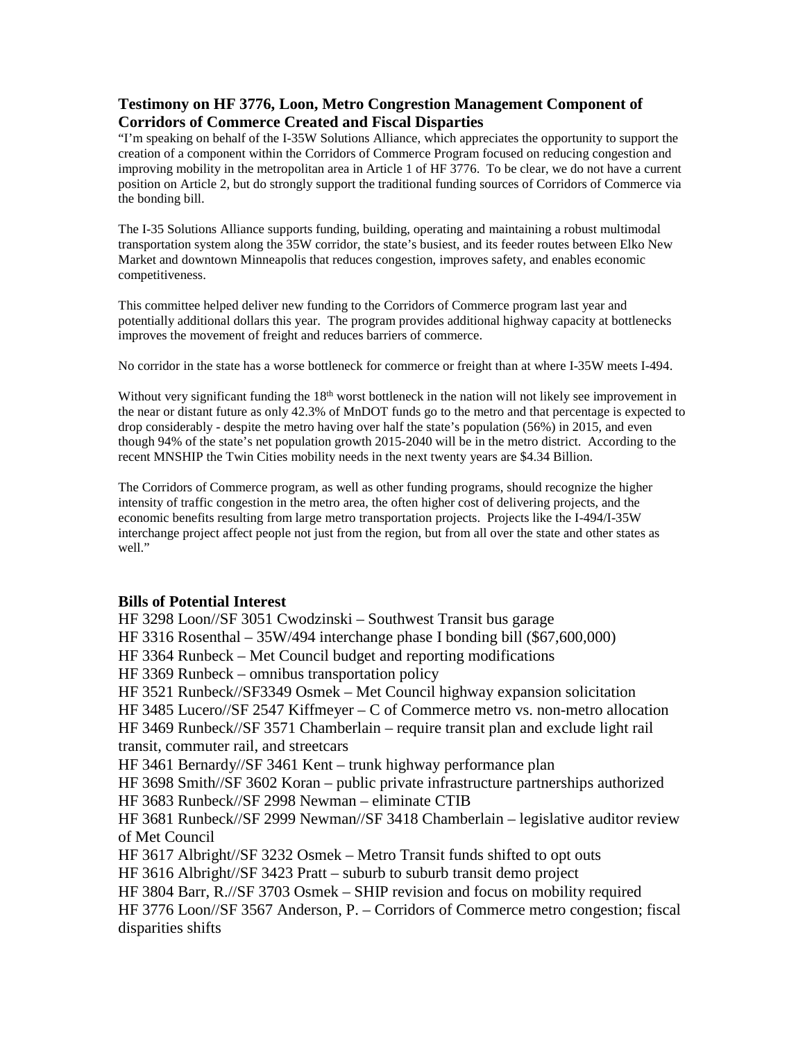### Testimony on HF 3776, Loon, Metro Congrestion Management Component of Corridors of Commerce Created and Fiscal Disparties

"I'm speaking on behalf of the I-35W Solutions Alliance, which appreciates the opportunity to support the creation of a component within the Corridors of Commerce Program focused on reducing congestion and improving mobility in the metropolitan area in Article 1 of HF 3776. To be clear, we do not have a current position on Article 2, but do strongly support the traditional funding sources of Corridors of Commerce via the bonding bill.

The I-35 Solutions Alliance supports funding, building, operating and maintaining a robust multimodal transportation system along the 35W corridor, the state's busiest, and its feeder routes between Elko New Market and downtown Minneapolis that reduces congestion, improves safety, and enables economic competitiveness.

This committee helped deliver new funding to the Corridors of Commerce program last year and potentially additional dollars this year. The program provides additional highway capacity at bottlenecks improves the movement of freight and reduces barriers of commerce.

No corridor in the state has a worse bottleneck for commerce or freight than at where I-35W meets I-494.

Without very significant funding the 18th worst bottleneck in the nation will not likely see improvement in the near or distant future as only 42.3% of MnDOT funds go to the metro and that percentage is expected to drop considerably - despite the metro having over half the state's population (56%) in 2015, and even though 94% of the state's net population growth 2015-2040 will be in the metro district. According to the recent MNSHIP the Twin Cities mobility needs in the next twenty years are $4.34 Billion.

The Corridors of Commerce program, as well as other funding programs, should recognize the higher intensity of traffic congestion in the metro area, the often higher cost of delivering projects, and the economic benefits resulting from large metro transportation projects. Projects like the I-494/I-35W interchange project affect people not just from the region, but from all over the state and other states as well."

### Bills of Potential Interest

HF 3298 Loon//SF 3051 Cwodzinski – Southwest Transit bus garage
HF 3316 Rosenthal – 35W/494 interchange phase I bonding bill ($67,600,000)
HF 3364 Runbeck – Met Council budget and reporting modifications
HF 3369 Runbeck – omnibus transportation policy
HF 3521 Runbeck//SF3349 Osmek – Met Council highway expansion solicitation
HF 3485 Lucero//SF 2547 Kiffmeyer – C of Commerce metro vs. non-metro allocation
HF 3469 Runbeck//SF 3571 Chamberlain – require transit plan and exclude light rail transit, commuter rail, and streetcars
HF 3461 Bernardy//SF 3461 Kent – trunk highway performance plan
HF 3698 Smith//SF 3602 Koran – public private infrastructure partnerships authorized
HF 3683 Runbeck//SF 2998 Newman – eliminate CTIB
HF 3681 Runbeck//SF 2999 Newman//SF 3418 Chamberlain – legislative auditor review of Met Council
HF 3617 Albright//SF 3232 Osmek – Metro Transit funds shifted to opt outs
HF 3616 Albright//SF 3423 Pratt – suburb to suburb transit demo project
HF 3804 Barr, R.//SF 3703 Osmek – SHIP revision and focus on mobility required
HF 3776 Loon//SF 3567 Anderson, P. – Corridors of Commerce metro congestion; fiscal disparities shifts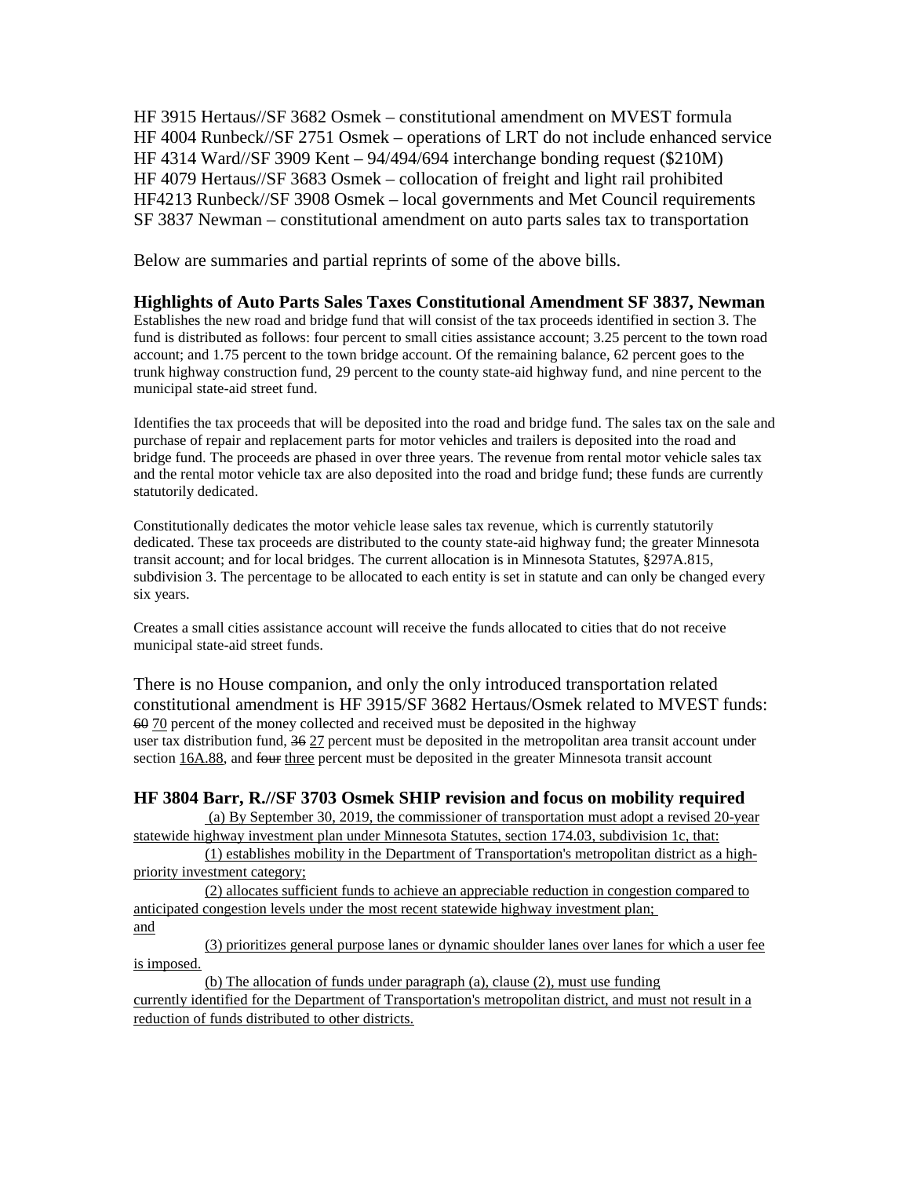HF 3915 Hertaus//SF 3682 Osmek – constitutional amendment on MVEST formula
HF 4004 Runbeck//SF 2751 Osmek – operations of LRT do not include enhanced service
HF 4314 Ward//SF 3909 Kent – 94/494/694 interchange bonding request ($210M)
HF 4079 Hertaus//SF 3683 Osmek – collocation of freight and light rail prohibited
HF4213 Runbeck//SF 3908 Osmek – local governments and Met Council requirements
SF 3837 Newman – constitutional amendment on auto parts sales tax to transportation

Below are summaries and partial reprints of some of the above bills.

### Highlights of Auto Parts Sales Taxes Constitutional Amendment SF 3837, Newman

Establishes the new road and bridge fund that will consist of the tax proceeds identified in section 3. The fund is distributed as follows: four percent to small cities assistance account; 3.25 percent to the town road account; and 1.75 percent to the town bridge account. Of the remaining balance, 62 percent goes to the trunk highway construction fund, 29 percent to the county state-aid highway fund, and nine percent to the municipal state-aid street fund.

Identifies the tax proceeds that will be deposited into the road and bridge fund. The sales tax on the sale and purchase of repair and replacement parts for motor vehicles and trailers is deposited into the road and bridge fund. The proceeds are phased in over three years. The revenue from rental motor vehicle sales tax and the rental motor vehicle tax are also deposited into the road and bridge fund; these funds are currently statutorily dedicated.

Constitutionally dedicates the motor vehicle lease sales tax revenue, which is currently statutorily dedicated. These tax proceeds are distributed to the county state-aid highway fund; the greater Minnesota transit account; and for local bridges. The current allocation is in Minnesota Statutes, §297A.815, subdivision 3. The percentage to be allocated to each entity is set in statute and can only be changed every six years.

Creates a small cities assistance account will receive the funds allocated to cities that do not receive municipal state-aid street funds.

There is no House companion, and only the only introduced transportation related constitutional amendment is HF 3915/SF 3682 Hertaus/Osmek related to MVEST funds:
~~60~~ <u>70</u> percent of the money collected and received must be deposited in the highway user tax distribution fund, ~~36~~ <u>27</u> percent must be deposited in the metropolitan area transit account under section <u>16A.88</u>, and ~~four~~ <u>three</u> percent must be deposited in the greater Minnesota transit account

### HF 3804 Barr, R.//SF 3703 Osmek SHIP revision and focus on mobility required

<u>(a) By September 30, 2019, the commissioner of transportation must adopt a revised 20-year statewide highway investment plan under Minnesota Statutes, section 174.03, subdivision 1c, that:</u>

<u>(1) establishes mobility in the Department of Transportation's metropolitan district as a high-priority investment category;</u>

<u>(2) allocates sufficient funds to achieve an appreciable reduction in congestion compared to anticipated congestion levels under the most recent statewide highway investment plan; and</u>

<u>(3) prioritizes general purpose lanes or dynamic shoulder lanes over lanes for which a user fee is imposed.</u>

<u>(b) The allocation of funds under paragraph (a), clause (2), must use funding currently identified for the Department of Transportation's metropolitan district, and must not result in a reduction of funds distributed to other districts.</u>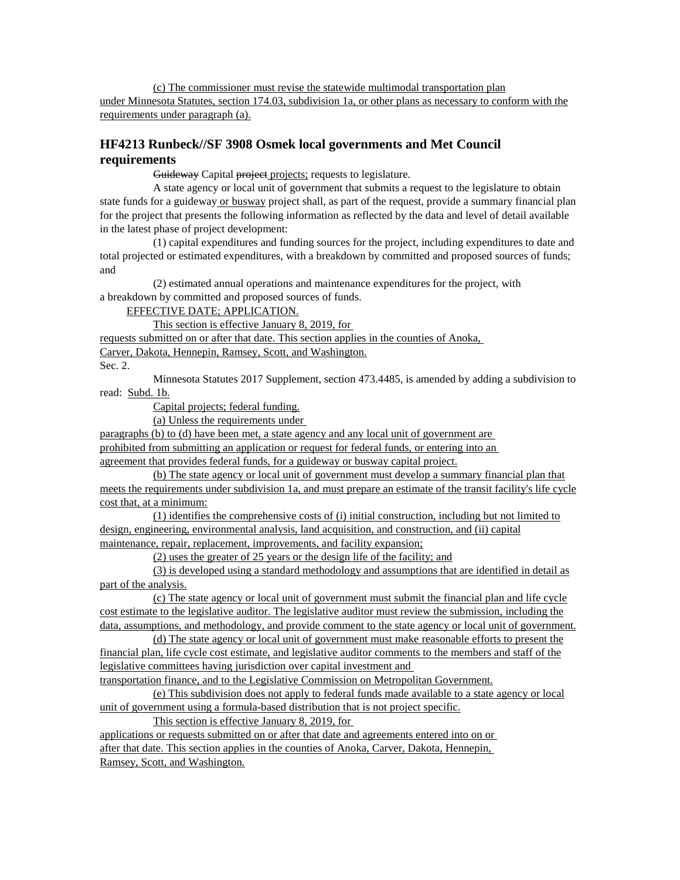(c) The commissioner must revise the statewide multimodal transportation plan under Minnesota Statutes, section 174.03, subdivision 1a, or other plans as necessary to conform with the requirements under paragraph (a).

## HF4213 Runbeck//SF 3908 Osmek local governments and Met Council requirements

~~Guideway~~ Capital ~~project~~ projects; requests to legislature.

A state agency or local unit of government that submits a request to the legislature to obtain state funds for a guideway or busway project shall, as part of the request, provide a summary financial plan for the project that presents the following information as reflected by the data and level of detail available in the latest phase of project development:

(1) capital expenditures and funding sources for the project, including expenditures to date and total projected or estimated expenditures, with a breakdown by committed and proposed sources of funds; and

(2) estimated annual operations and maintenance expenditures for the project, with a breakdown by committed and proposed sources of funds.

EFFECTIVE DATE; APPLICATION.

This section is effective January 8, 2019, for requests submitted on or after that date. This section applies in the counties of Anoka, Carver, Dakota, Hennepin, Ramsey, Scott, and Washington.

Sec. 2.

Minnesota Statutes 2017 Supplement, section 473.4485, is amended by adding a subdivision to read: Subd. 1b.

Capital projects; federal funding.

(a) Unless the requirements under paragraphs (b) to (d) have been met, a state agency and any local unit of government are prohibited from submitting an application or request for federal funds, or entering into an agreement that provides federal funds, for a guideway or busway capital project.

(b) The state agency or local unit of government must develop a summary financial plan that meets the requirements under subdivision 1a, and must prepare an estimate of the transit facility's life cycle cost that, at a minimum:

(1) identifies the comprehensive costs of (i) initial construction, including but not limited to design, engineering, environmental analysis, land acquisition, and construction, and (ii) capital maintenance, repair, replacement, improvements, and facility expansion;

(2) uses the greater of 25 years or the design life of the facility; and

(3) is developed using a standard methodology and assumptions that are identified in detail as part of the analysis.

(c) The state agency or local unit of government must submit the financial plan and life cycle cost estimate to the legislative auditor. The legislative auditor must review the submission, including the data, assumptions, and methodology, and provide comment to the state agency or local unit of government.

(d) The state agency or local unit of government must make reasonable efforts to present the financial plan, life cycle cost estimate, and legislative auditor comments to the members and staff of the legislative committees having jurisdiction over capital investment and transportation finance, and to the Legislative Commission on Metropolitan Government.

(e) This subdivision does not apply to federal funds made available to a state agency or local unit of government using a formula-based distribution that is not project specific.

This section is effective January 8, 2019, for applications or requests submitted on or after that date and agreements entered into on or after that date. This section applies in the counties of Anoka, Carver, Dakota, Hennepin, Ramsey, Scott, and Washington.